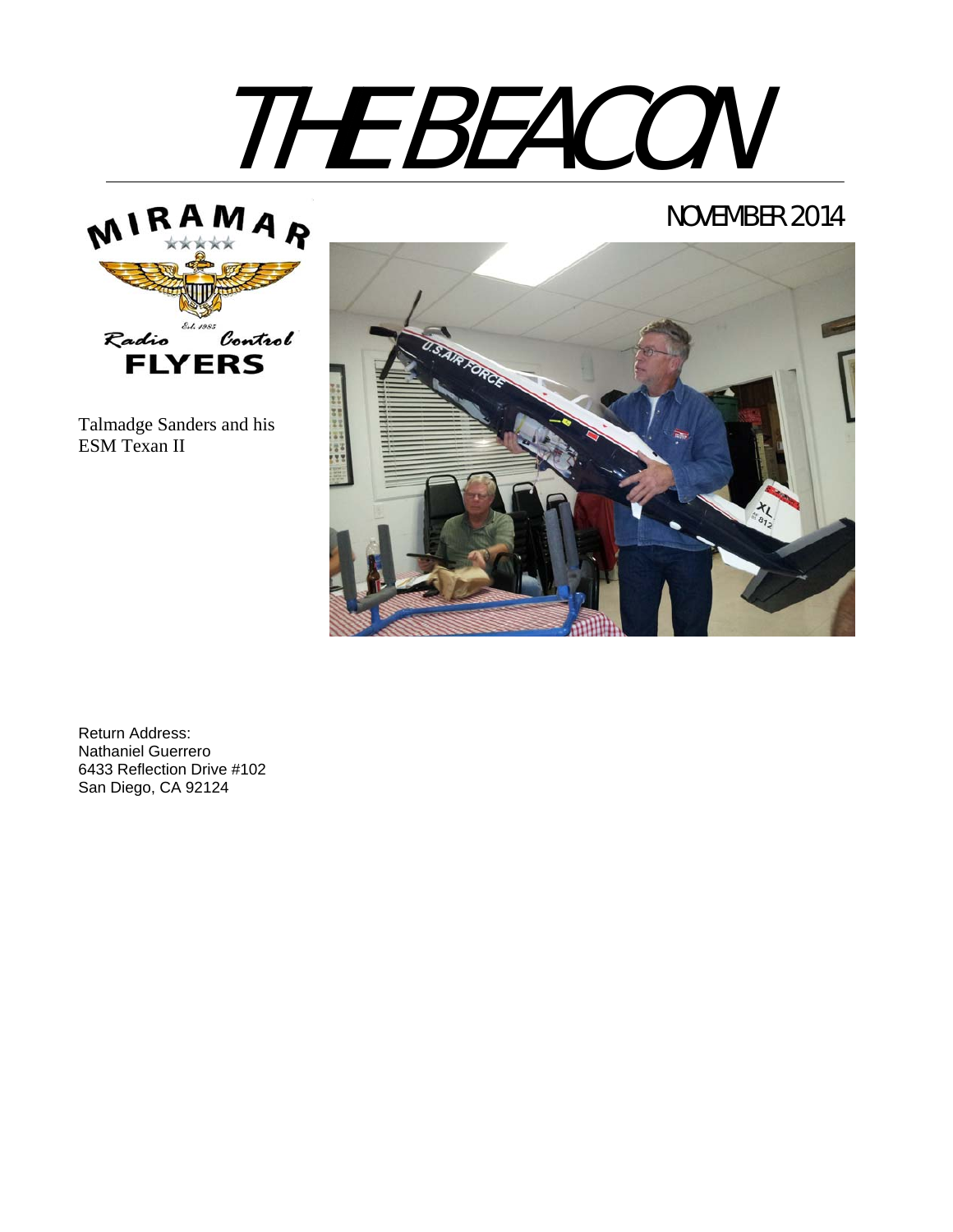# THE BEACON

NOVEMBER 2014

MIRAMAR

Est. 1985

Radio Control

FLYERS

Talmadge Sanders and his ESM Texan II

Return Address:
Nathaniel Guerrero
6433 Reflection Drive #102
San Diego, CA 92124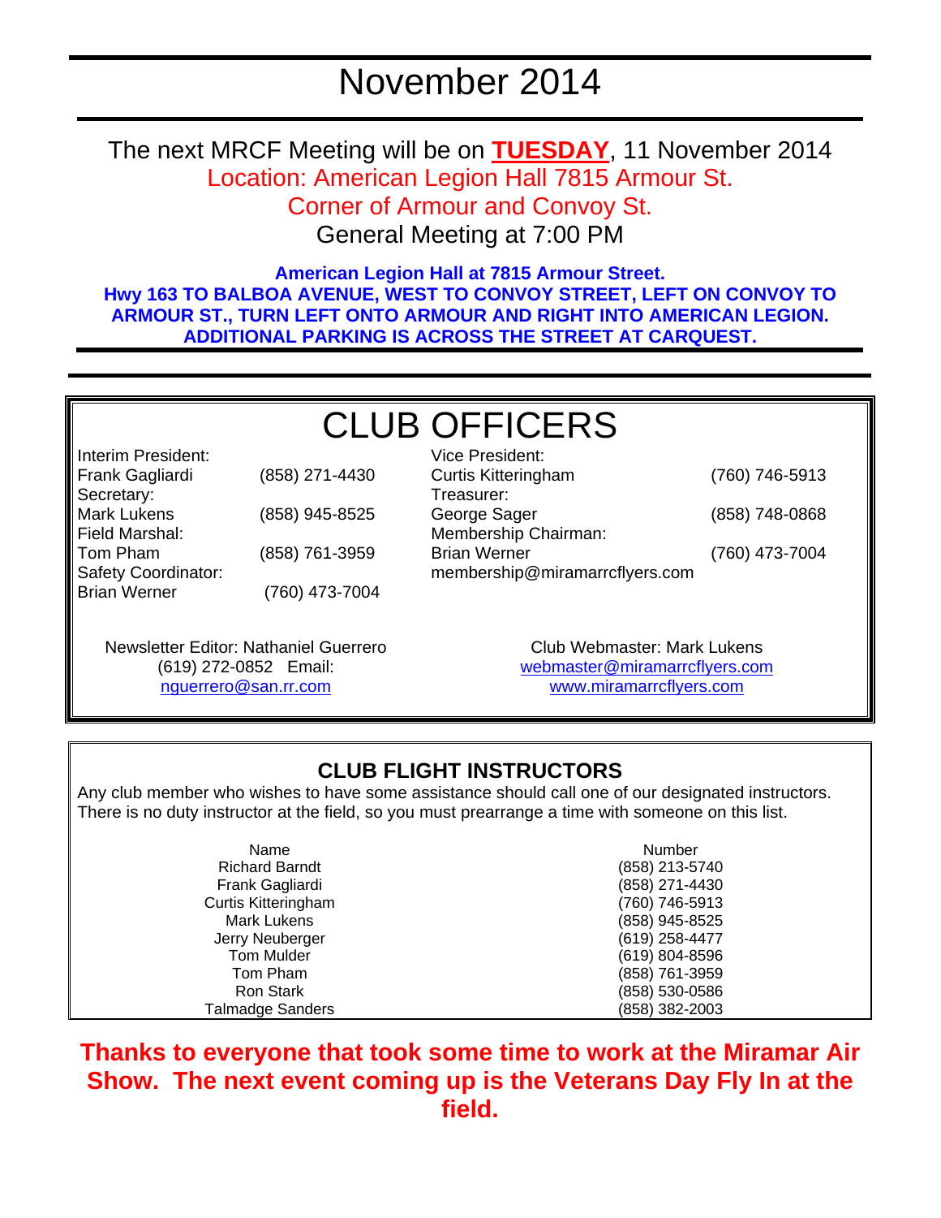# November 2014

The next MRCF Meeting will be on **TUESDAY**, 11 November 2014
Location: American Legion Hall 7815 Armour St.
Corner of Armour and Convoy St.
General Meeting at 7:00 PM

**American Legion Hall at 7815 Armour Street.**
**Hwy 163 TO BALBOA AVENUE, WEST TO CONVOY STREET, LEFT ON CONVOY TO ARMOUR ST., TURN LEFT ONTO ARMOUR AND RIGHT INTO AMERICAN LEGION. ADDITIONAL PARKING IS ACROSS THE STREET AT CARQUEST.**

## CLUB OFFICERS

Interim President:
Frank Gagliardi (858) 271-4430
Secretary:
Mark Lukens (858) 945-8525
Field Marshal:
Tom Pham (858) 761-3959
Safety Coordinator:
Brian Werner (760) 473-7004

Vice President:
Curtis Kitteringham (760) 746-5913
Treasurer:
George Sager (858) 748-0868
Membership Chairman:
Brian Werner (760) 473-7004
membership@miramarrcflyers.com

Newsletter Editor: Nathaniel Guerrero
(619) 272-0852 Email:
nguerrero@san.rr.com

Club Webmaster: Mark Lukens
webmaster@miramarrcflyers.com
www.miramarrcflyers.com

## CLUB FLIGHT INSTRUCTORS

Any club member who wishes to have some assistance should call one of our designated instructors. There is no duty instructor at the field, so you must prearrange a time with someone on this list.

| Name | Number |
|---|---|
| Richard Barndt | (858) 213-5740 |
| Frank Gagliardi | (858) 271-4430 |
| Curtis Kitteringham | (760) 746-5913 |
| Mark Lukens | (858) 945-8525 |
| Jerry Neuberger | (619) 258-4477 |
| Tom Mulder | (619) 804-8596 |
| Tom Pham | (858) 761-3959 |
| Ron Stark | (858) 530-0586 |
| Talmadge Sanders | (858) 382-2003 |

**Thanks to everyone that took some time to work at the Miramar Air Show. The next event coming up is the Veterans Day Fly In at the field.**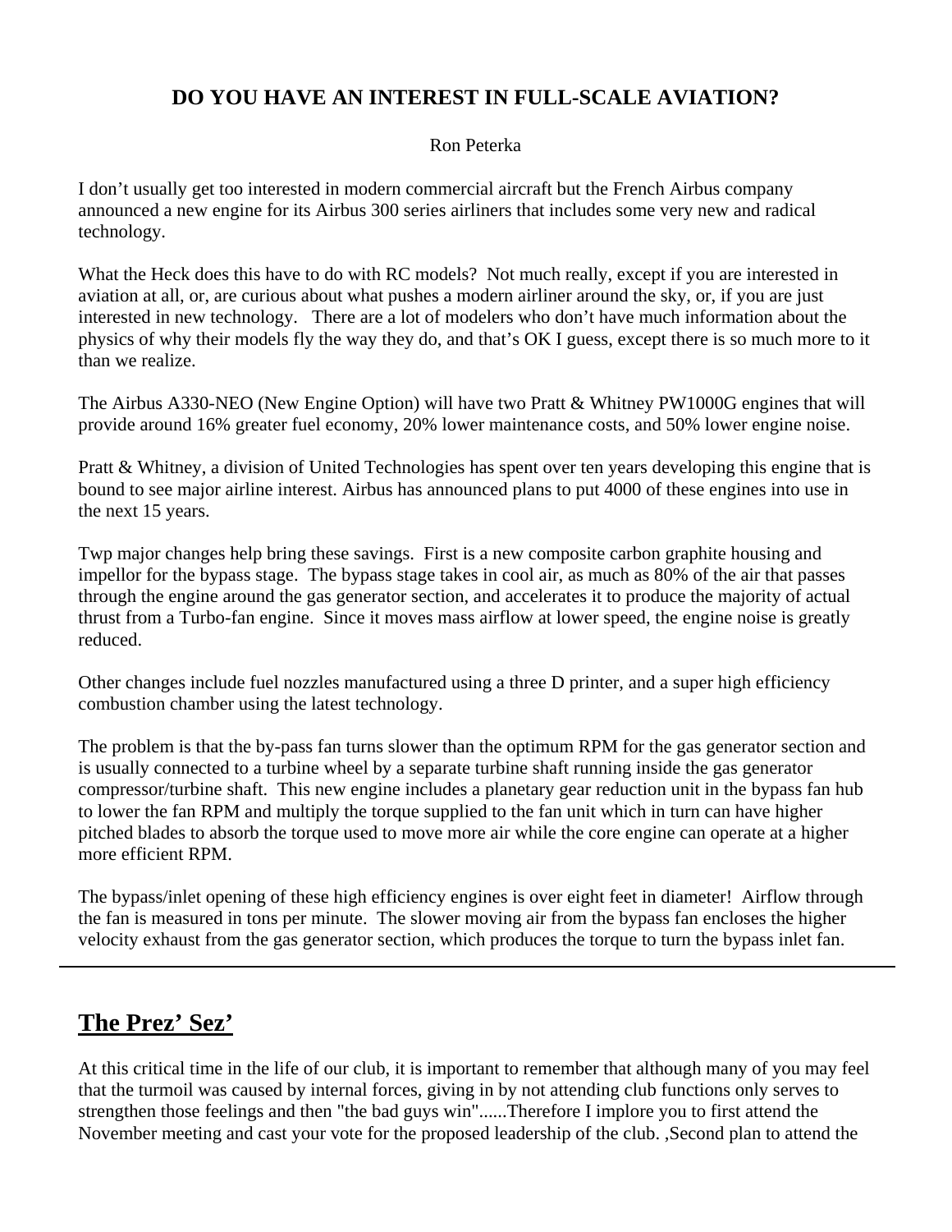## DO YOU HAVE AN INTEREST IN FULL-SCALE AVIATION?

Ron Peterka

I don't usually get too interested in modern commercial aircraft but the French Airbus company announced a new engine for its Airbus 300 series airliners that includes some very new and radical technology.

What the Heck does this have to do with RC models? Not much really, except if you are interested in aviation at all, or, are curious about what pushes a modern airliner around the sky, or, if you are just interested in new technology. There are a lot of modelers who don't have much information about the physics of why their models fly the way they do, and that's OK I guess, except there is so much more to it than we realize.

The Airbus A330-NEO (New Engine Option) will have two Pratt & Whitney PW1000G engines that will provide around 16% greater fuel economy, 20% lower maintenance costs, and 50% lower engine noise.

Pratt & Whitney, a division of United Technologies has spent over ten years developing this engine that is bound to see major airline interest. Airbus has announced plans to put 4000 of these engines into use in the next 15 years.

Twp major changes help bring these savings. First is a new composite carbon graphite housing and impellor for the bypass stage. The bypass stage takes in cool air, as much as 80% of the air that passes through the engine around the gas generator section, and accelerates it to produce the majority of actual thrust from a Turbo-fan engine. Since it moves mass airflow at lower speed, the engine noise is greatly reduced.

Other changes include fuel nozzles manufactured using a three D printer, and a super high efficiency combustion chamber using the latest technology.

The problem is that the by-pass fan turns slower than the optimum RPM for the gas generator section and is usually connected to a turbine wheel by a separate turbine shaft running inside the gas generator compressor/turbine shaft. This new engine includes a planetary gear reduction unit in the bypass fan hub to lower the fan RPM and multiply the torque supplied to the fan unit which in turn can have higher pitched blades to absorb the torque used to move more air while the core engine can operate at a higher more efficient RPM.

The bypass/inlet opening of these high efficiency engines is over eight feet in diameter! Airflow through the fan is measured in tons per minute. The slower moving air from the bypass fan encloses the higher velocity exhaust from the gas generator section, which produces the torque to turn the bypass inlet fan.

---

## The Prez' Sez'

At this critical time in the life of our club, it is important to remember that although many of you may feel that the turmoil was caused by internal forces, giving in by not attending club functions only serves to strengthen those feelings and then "the bad guys win"......Therefore I implore you to first attend the November meeting and cast your vote for the proposed leadership of the club. ,Second plan to attend the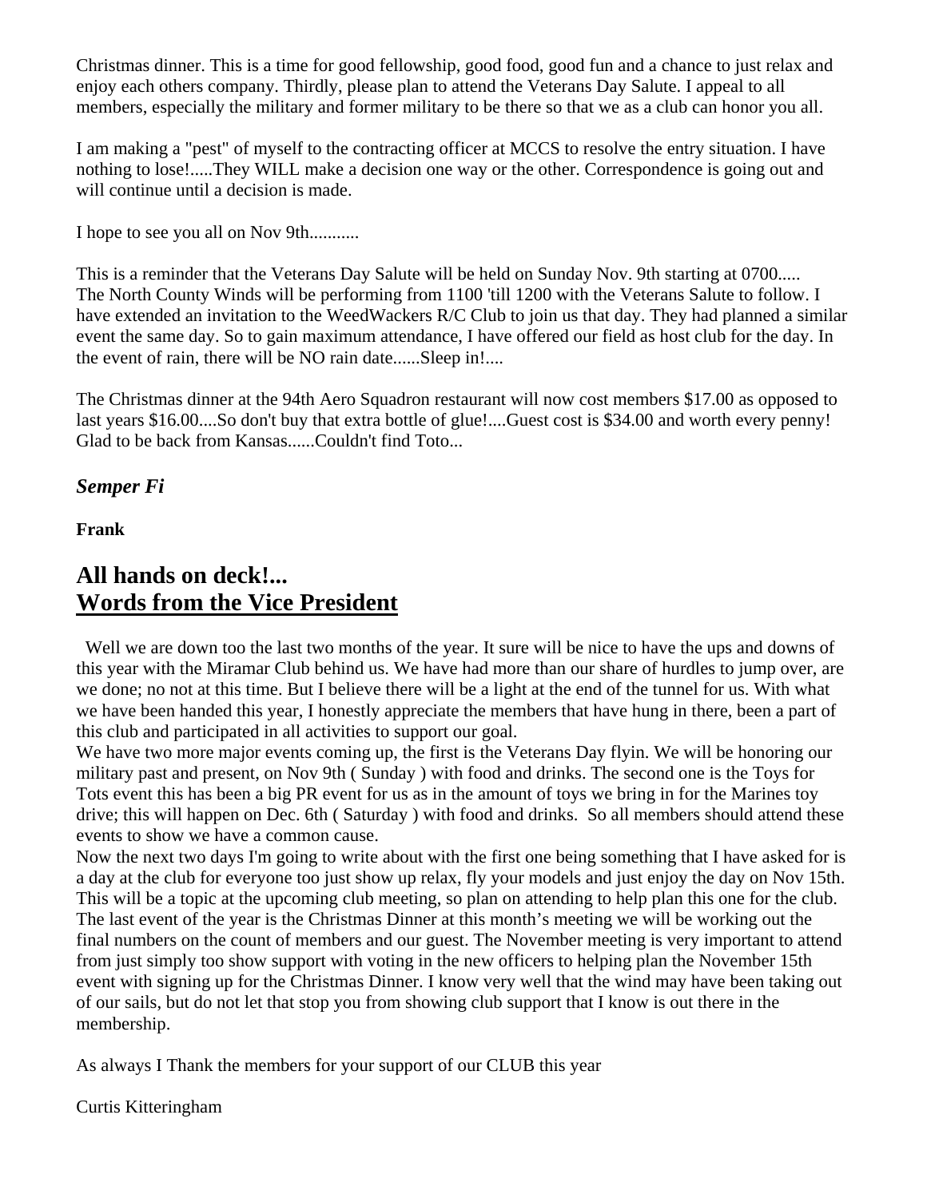Christmas dinner. This is a time for good fellowship, good food, good fun and a chance to just relax and enjoy each others company. Thirdly, please plan to attend the Veterans Day Salute. I appeal to all members, especially the military and former military to be there so that we as a club can honor you all.

I am making a "pest" of myself to the contracting officer at MCCS to resolve the entry situation. I have nothing to lose!.....They WILL make a decision one way or the other. Correspondence is going out and will continue until a decision is made.

I hope to see you all on Nov 9th...........

This is a reminder that the Veterans Day Salute will be held on Sunday Nov. 9th starting at 0700..... The North County Winds will be performing from 1100 'till 1200 with the Veterans Salute to follow. I have extended an invitation to the WeedWackers R/C Club to join us that day. They had planned a similar event the same day. So to gain maximum attendance, I have offered our field as host club for the day. In the event of rain, there will be NO rain date......Sleep in!....

The Christmas dinner at the 94th Aero Squadron restaurant will now cost members $17.00 as opposed to last years $16.00....So don't buy that extra bottle of glue!....Guest cost is $34.00 and worth every penny! Glad to be back from Kansas......Couldn't find Toto...

***Semper Fi***

**Frank**

## All hands on deck!...
## <u>Words from the Vice President</u>

Well we are down too the last two months of the year. It sure will be nice to have the ups and downs of this year with the Miramar Club behind us. We have had more than our share of hurdles to jump over, are we done; no not at this time. But I believe there will be a light at the end of the tunnel for us. With what we have been handed this year, I honestly appreciate the members that have hung in there, been a part of this club and participated in all activities to support our goal.
We have two more major events coming up, the first is the Veterans Day flyin. We will be honoring our military past and present, on Nov 9th ( Sunday ) with food and drinks. The second one is the Toys for Tots event this has been a big PR event for us as in the amount of toys we bring in for the Marines toy drive; this will happen on Dec. 6th ( Saturday ) with food and drinks. So all members should attend these events to show we have a common cause.
Now the next two days I'm going to write about with the first one being something that I have asked for is a day at the club for everyone too just show up relax, fly your models and just enjoy the day on Nov 15th. This will be a topic at the upcoming club meeting, so plan on attending to help plan this one for the club. The last event of the year is the Christmas Dinner at this month's meeting we will be working out the final numbers on the count of members and our guest. The November meeting is very important to attend from just simply too show support with voting in the new officers to helping plan the November 15th event with signing up for the Christmas Dinner. I know very well that the wind may have been taking out of our sails, but do not let that stop you from showing club support that I know is out there in the membership.

As always I Thank the members for your support of our CLUB this year

Curtis Kitteringham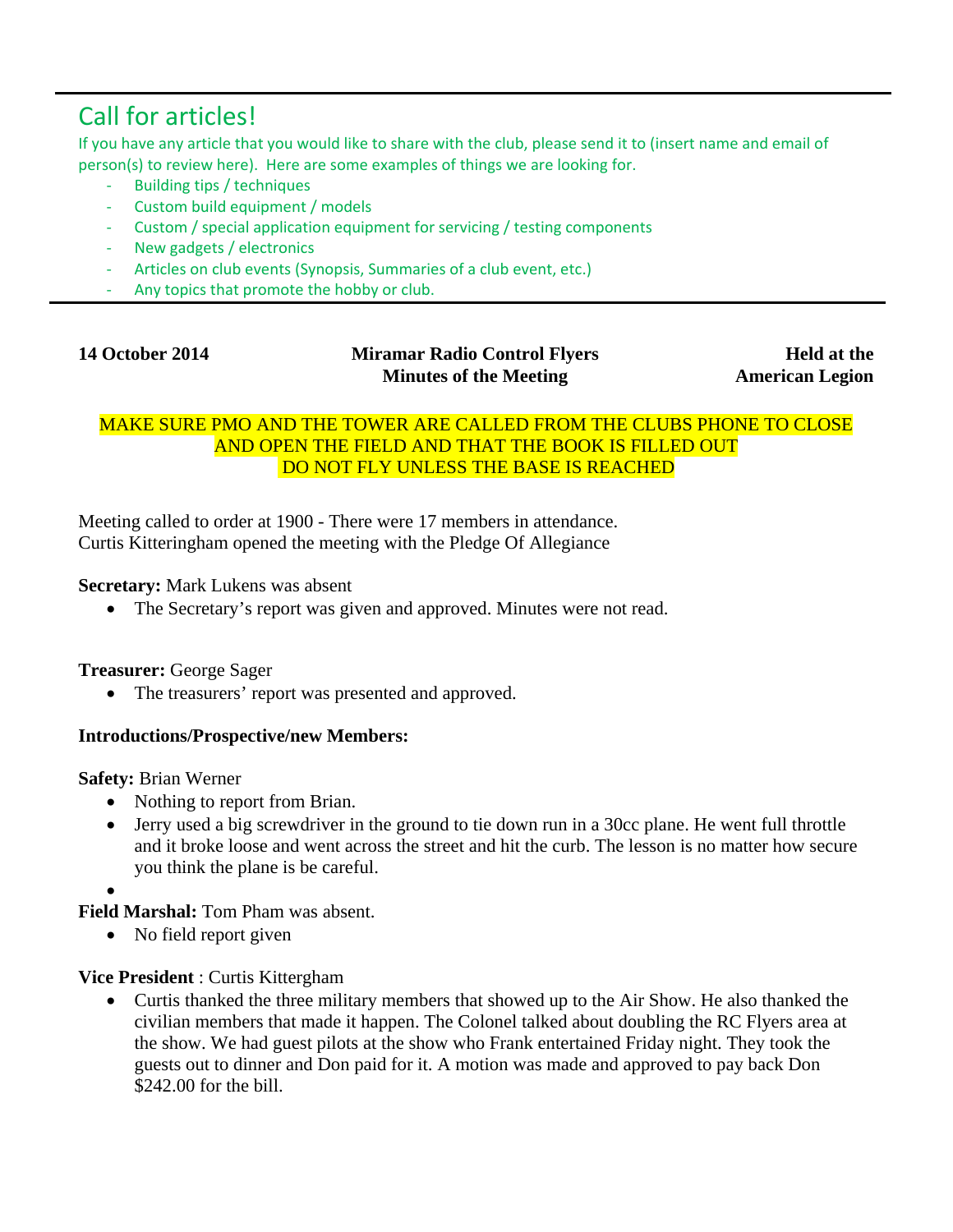## Call for articles!

If you have any article that you would like to share with the club, please send it to (insert name and email of person(s) to review here). Here are some examples of things we are looking for.

- Building tips / techniques
- Custom build equipment / models
- Custom / special application equipment for servicing / testing components
- New gadgets / electronics
- Articles on club events (Synopsis, Summaries of a club event, etc.)
- Any topics that promote the hobby or club.

---

**14 October 2014** — **Miramar Radio Control Flyers Minutes of the Meeting** — **Held at the American Legion**

MAKE SURE PMO AND THE TOWER ARE CALLED FROM THE CLUBS PHONE TO CLOSE AND OPEN THE FIELD AND THAT THE BOOK IS FILLED OUT
DO NOT FLY UNLESS THE BASE IS REACHED

Meeting called to order at 1900 - There were 17 members in attendance.
Curtis Kitteringham opened the meeting with the Pledge Of Allegiance

**Secretary:** Mark Lukens was absent

- The Secretary's report was given and approved. Minutes were not read.

**Treasurer:** George Sager

- The treasurers' report was presented and approved.

**Introductions/Prospective/new Members:**

**Safety:** Brian Werner

- Nothing to report from Brian.
- Jerry used a big screwdriver in the ground to tie down run in a 30cc plane. He went full throttle and it broke loose and went across the street and hit the curb. The lesson is no matter how secure you think the plane is be careful.

**Field Marshal:** Tom Pham was absent.

- No field report given

**Vice President** : Curtis Kittergham

- Curtis thanked the three military members that showed up to the Air Show. He also thanked the civilian members that made it happen. The Colonel talked about doubling the RC Flyers area at the show. We had guest pilots at the show who Frank entertained Friday night. They took the guests out to dinner and Don paid for it. A motion was made and approved to pay back Don $242.00 for the bill.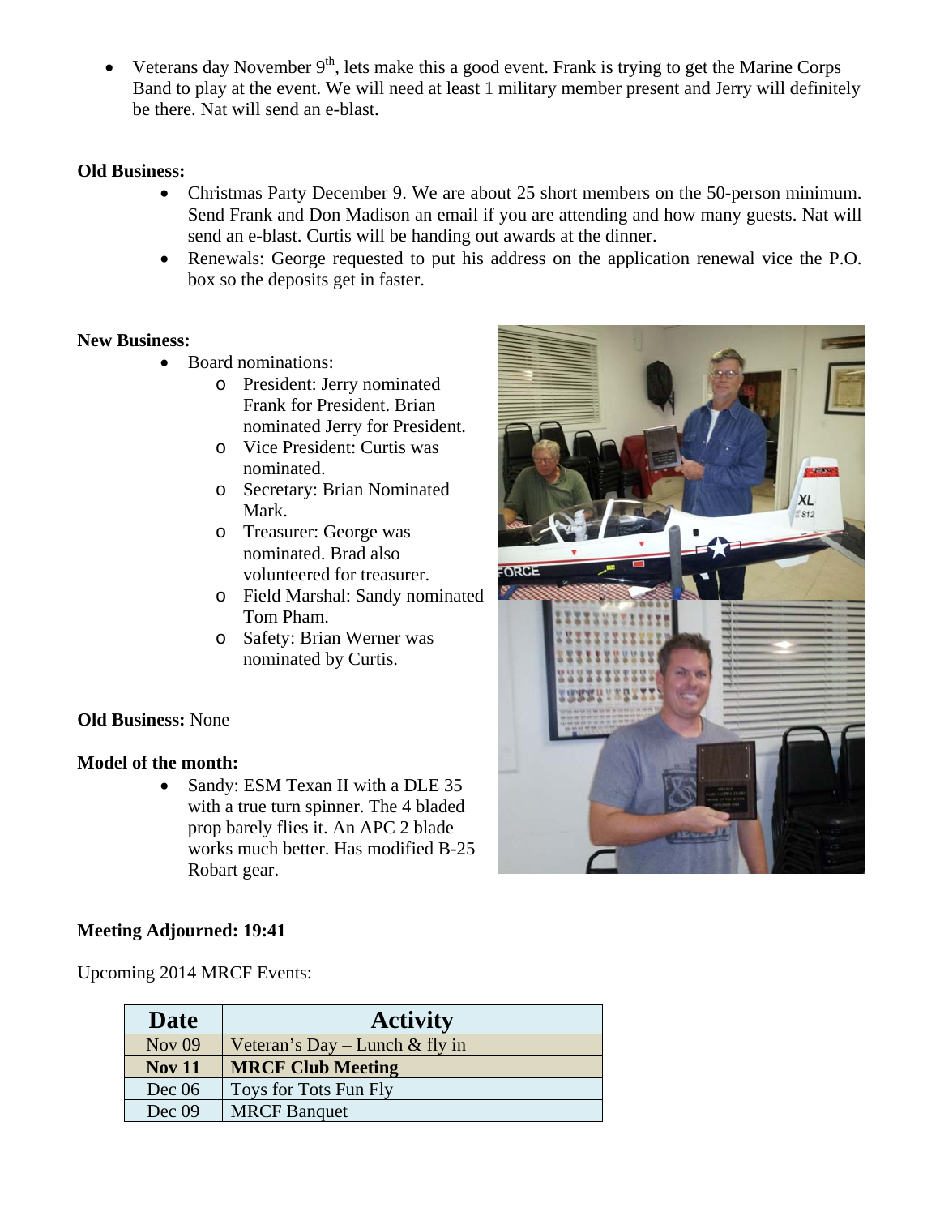- Veterans day November 9th, lets make this a good event. Frank is trying to get the Marine Corps Band to play at the event. We will need at least 1 military member present and Jerry will definitely be there. Nat will send an e-blast.

**Old Business:**

- Christmas Party December 9. We are about 25 short members on the 50-person minimum. Send Frank and Don Madison an email if you are attending and how many guests. Nat will send an e-blast. Curtis will be handing out awards at the dinner.
- Renewals: George requested to put his address on the application renewal vice the P.O. box so the deposits get in faster.

**New Business:**

- Board nominations:
  - President: Jerry nominated Frank for President. Brian nominated Jerry for President.
  - Vice President: Curtis was nominated.
  - Secretary: Brian Nominated Mark.
  - Treasurer: George was nominated. Brad also volunteered for treasurer.
  - Field Marshal: Sandy nominated Tom Pham.
  - Safety: Brian Werner was nominated by Curtis.

**Old Business:** None

**Model of the month:**

- Sandy: ESM Texan II with a DLE 35 with a true turn spinner. The 4 bladed prop barely flies it. An APC 2 blade works much better. Has modified B-25 Robart gear.

**Meeting Adjourned: 19:41**

Upcoming 2014 MRCF Events:

| Date | Activity |
|---|---|
| Nov 09 | Veteran's Day – Lunch & fly in |
| **Nov 11** | **MRCF Club Meeting** |
| Dec 06 | Toys for Tots Fun Fly |
| Dec 09 | MRCF Banquet |